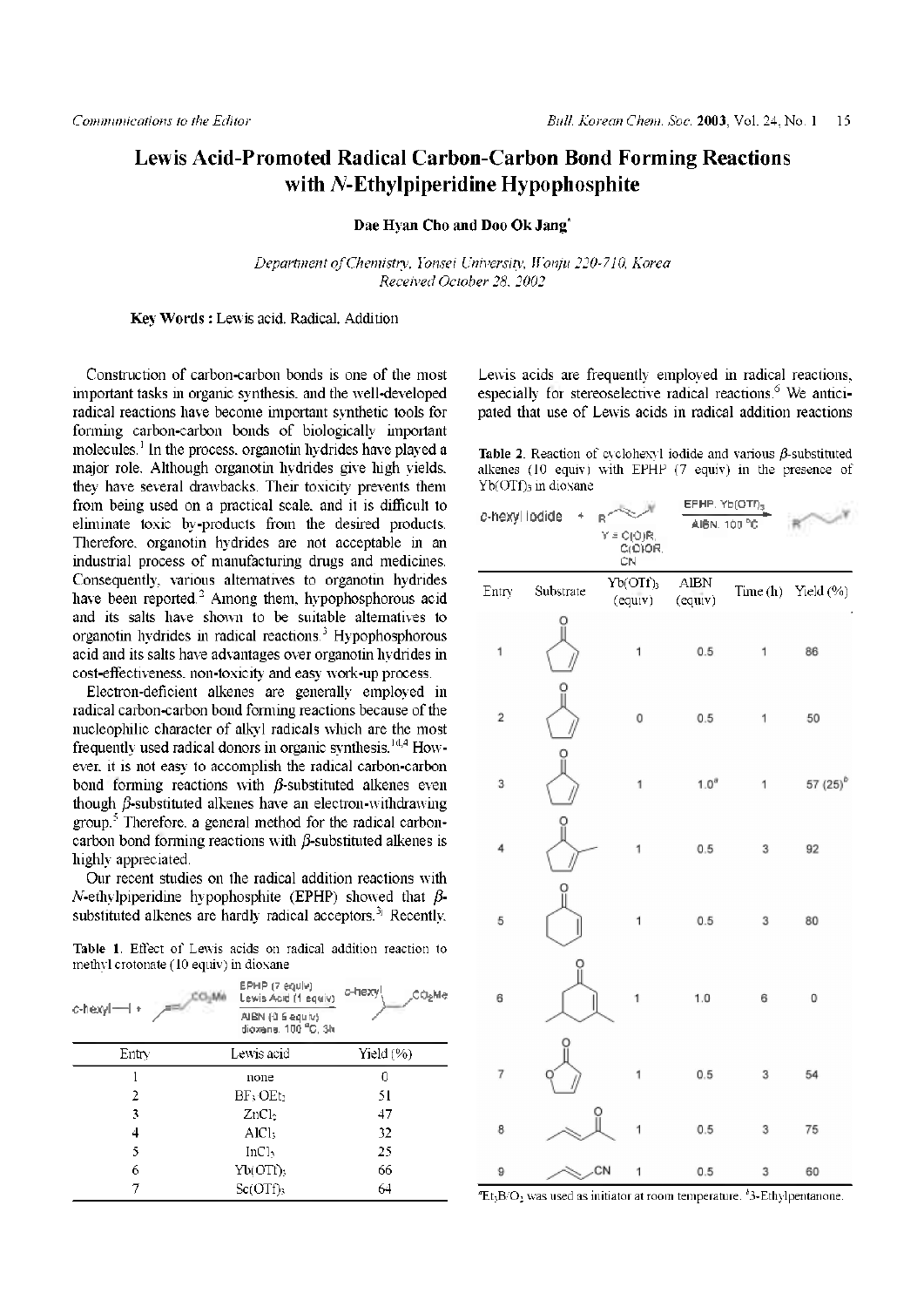# Lewis Acid-Promoted Radical Carbon-Carbon Bond Forming Reactions with *N*-Ethylpiperidine Hypophosphite

**Dae Hyan Cho and Doo Ok Jang***

*Department of Chemistry, Yonsei University, Wonju 220-710, Korea*
*Received October 28, 2002*

**Key Words :** Lewis acid, Radical, Addition

Construction of carbon-carbon bonds is one of the most important tasks in organic synthesis, and the well-developed radical reactions have become important synthetic tools for forming carbon-carbon bonds of biologically important molecules.[1] In the process, organotin hydrides have played a major role. Although organotin hydrides give high yields, they have several drawbacks. Their toxicity prevents them from being used on a practical scale, and it is difficult to eliminate toxic by-products from the desired products. Therefore, organotin hydrides are not acceptable in an industrial process of manufacturing drugs and medicines. Consequently, various alternatives to organotin hydrides have been reported.[2] Among them, hypophosphorous acid and its salts have shown to be suitable alternatives to organotin hydrides in radical reactions.[3] Hypophosphorous acid and its salts have advantages over organotin hydrides in cost-effectiveness, non-toxicity and easy work-up process.

Electron-deficient alkenes are generally employed in radical carbon-carbon bond forming reactions because of the nucleophilic character of alkyl radicals which are the most frequently used radical donors in organic synthesis.[1d,4] However, it is not easy to accomplish the radical carbon-carbon bond forming reactions with $\beta$-substituted alkenes even though $\beta$-substituted alkenes have an electron-withdrawing group.[5] Therefore, a general method for the radical carbon-carbon bond forming reactions with $\beta$-substituted alkenes is highly appreciated.

Our recent studies on the radical addition reactions with *N*-ethylpiperidine hypophosphite (EPHP) showed that $\beta$-substituted alkenes are hardly radical acceptors.[3i] Recently, Lewis acids are frequently employed in radical reactions, especially for stereoselective radical reactions.[6] We anticipated that use of Lewis acids in radical addition reactions

**Table 1.** Effect of Lewis acids on radical addition reaction to methyl crotonate (10 equiv) in dioxane

c-hexyl—I + methyl crotonate ($CO_2Me$) → [EPHP (7 equiv), Lewis Acid (1 equiv), AIBN (0.5 equiv), dioxane, 100 °C, 3h] → c-hexyl adduct ($CO_2Me$)

| Entry | Lewis acid | Yield (%) |
|---|---|---|
| 1 | none | 0 |
| 2 | $BF_3 \cdot OEt_2$ | 51 |
| 3 | $ZnCl_2$ | 47 |
| 4 | $AlCl_3$ | 32 |
| 5 | $InCl_3$ | 25 |
| 6 | $Yb(OTf)_3$ | 66 |
| 7 | $Sc(OTf)_3$ | 64 |

**Table 2.** Reaction of cyclohexyl iodide and various $\beta$-substituted alkenes (10 equiv) with EPHP (7 equiv) in the presence of $Yb(OTf)_3$ in dioxane

c-hexyl iodide + R–CH=CH–Y (Y = C(O)R, C(O)OR, CN) → [EPHP, $Yb(OTf)_3$, AIBN, 100 °C] → R(c-hexyl)CH–CH$_2$–Y

| Entry | Substrate | $Yb(OTf)_3$ (equiv) | AIBN (equiv) | Time (h) | Yield (%) |
|---|---|---|---|---|---|
| 1 | 2-cyclopentenone | 1 | 0.5 | 1 | 86 |
| 2 | 2-cyclopentenone | 0 | 0.5 | 1 | 50 |
| 3 | 2-cyclopentenone | 1 | 1.0[a] | 1 | 57 (25)[b] |
| 4 | 2-methyl-2-cyclopentenone | 1 | 0.5 | 3 | 92 |
| 5 | 2-cyclohexenone | 1 | 0.5 | 3 | 80 |
| 6 | 3,5-dimethyl-2-cyclohexenone | 1 | 1.0 | 6 | 0 |
| 7 | 2(5H)-furanone | 1 | 0.5 | 3 | 54 |
| 8 | 3-penten-2-one | 1 | 0.5 | 3 | 75 |
| 9 | crotononitrile (CN) | 1 | 0.5 | 3 | 60 |

[a] $Et_3B/O_2$ was used as initiator at room temperature. [b] 3-Ethylpentanone.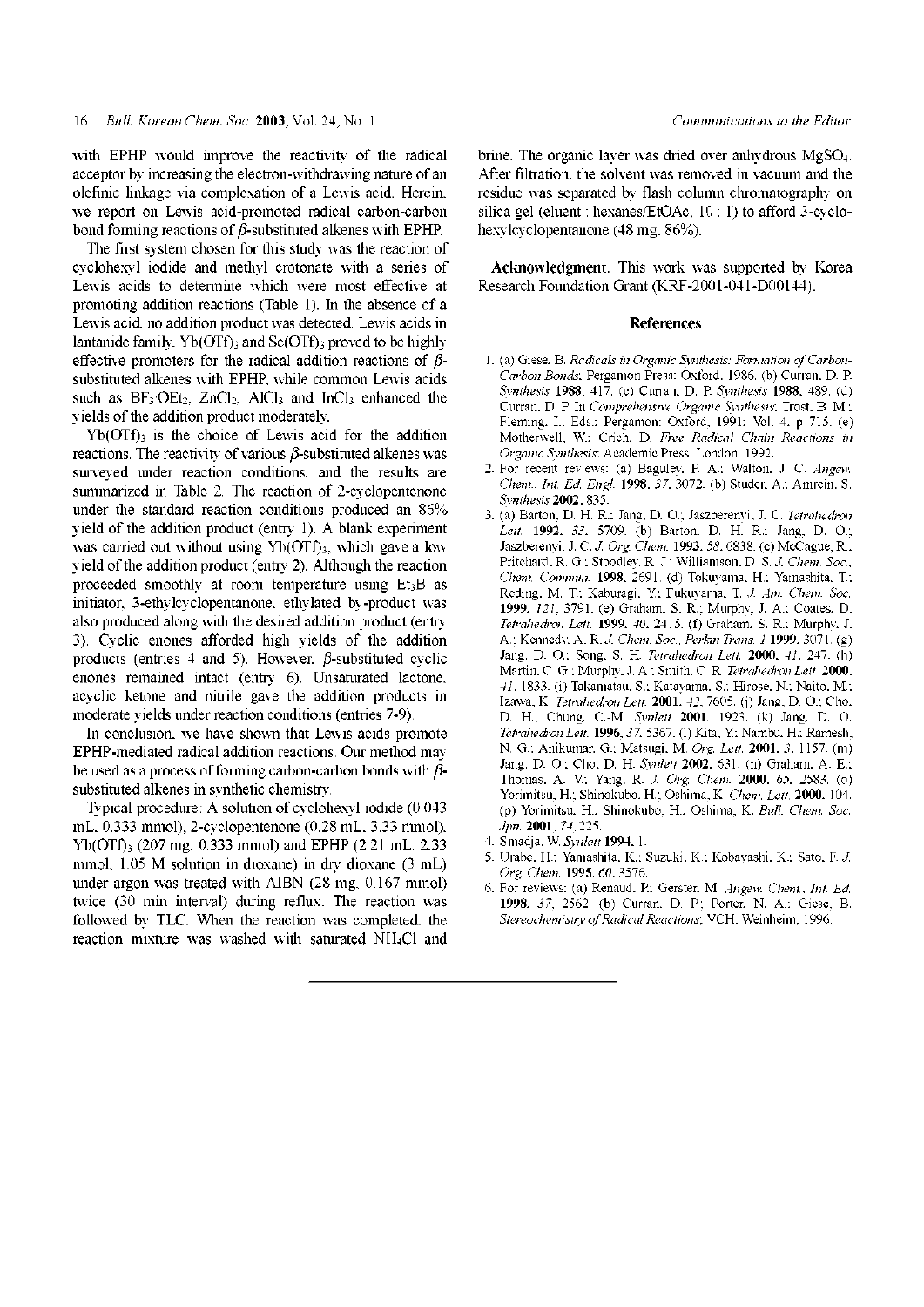with EPHP would improve the reactivity of the radical acceptor by increasing the electron-withdrawing nature of an olefinic linkage via complexation of a Lewis acid. Herein, we report on Lewis acid-promoted radical carbon-carbon bond forming reactions of *β*-substituted alkenes with EPHP.

The first system chosen for this study was the reaction of cyclohexyl iodide and methyl crotonate with a series of Lewis acids to determine which were most effective at promoting addition reactions (Table 1). In the absence of a Lewis acid, no addition product was detected. Lewis acids in lantanide family, $Yb(OTf)_3$ and $Sc(OTf)_3$ proved to be highly effective promoters for the radical addition reactions of *β*-substituted alkenes with EPHP, while common Lewis acids such as $BF_3{\cdot}OEt_2$, $ZnCl_2$, $AlCl_3$ and $InCl_3$ enhanced the yields of the addition product moderately.

$Yb(OTf)_3$ is the choice of Lewis acid for the addition reactions. The reactivity of various *β*-substituted alkenes was surveyed under reaction conditions, and the results are summarized in Table 2. The reaction of 2-cyclopentenone under the standard reaction conditions produced an 86% yield of the addition product (entry 1). A blank experiment was carried out without using $Yb(OTf)_3$, which gave a low yield of the addition product (entry 2). Although the reaction proceeded smoothly at room temperature using $Et_3B$ as initiator, 3-ethylcyclopentanone, ethylated by-product was also produced along with the desired addition product (entry 3). Cyclic enones afforded high yields of the addition products (entries 4 and 5). However, *β*-substituted cyclic enones remained intact (entry 6). Unsaturated lactone, acyclic ketone and nitrile gave the addition products in moderate yields under reaction conditions (entries 7-9).

In conclusion, we have shown that Lewis acids promote EPHP-mediated radical addition reactions. Our method may be used as a process of forming carbon-carbon bonds with *β*-substituted alkenes in synthetic chemistry.

Typical procedure: A solution of cyclohexyl iodide (0.043 mL, 0.333 mmol), 2-cyclopentenone (0.28 mL, 3.33 mmol), $Yb(OTf)_3$ (207 mg, 0.333 mmol) and EPHP (2.21 mL, 2.33 mmol, 1.05 M solution in dioxane) in dry dioxane (3 mL) under argon was treated with AIBN (28 mg, 0.167 mmol) twice (30 min interval) during reflux. The reaction was followed by TLC. When the reaction was completed, the reaction mixture was washed with saturated $NH_4Cl$ and brine. The organic layer was dried over anhydrous $MgSO_4$. After filtration, the solvent was removed in vacuum and the residue was separated by flash column chromatography on silica gel (eluent : hexanes/EtOAc, 10 : 1) to afford 3-cyclohexylcyclopentanone (48 mg, 86%).

**Acknowledgment**. This work was supported by Korea Research Foundation Grant (KRF-2001-041-D00144).

## References

1. (a) Giese, B. *Radicals in Organic Synthesis: Formation of Carbon-Carbon Bonds*; Pergamon Press: Oxford, 1986. (b) Curran, D. P. *Synthesis* **1988**, 417. (c) Curran, D. P. *Synthesis* **1988**, 489. (d) Curran, D. P. In *Comprehensive Organic Synthesis*; Trost, B. M.; Fleming, I., Eds.; Pergamon: Oxford, 1991; Vol. 4, p 715. (e) Motherwell, W.; Crich, D. *Free Radical Chain Reactions in Organic Synthesis*; Academic Press: London, 1992.
2. For recent reviews: (a) Baguley, P. A.; Walton, J. C. *Angew. Chem., Int. Ed. Engl.* **1998**, *37*, 3072. (b) Studer, A.; Amrein, S. *Synthesis* **2002**, 835.
3. (a) Barton, D. H. R.; Jang, D. O.; Jaszberenyi, J. C. *Tetrahedron Lett.* **1992**, *33*, 5709. (b) Barton, D. H. R.; Jang, D. O.; Jaszberenyi, J. C. *J. Org. Chem.* **1993**, *58*, 6838. (c) McCague, R.; Pritchard, R. G.; Stoodley, R. J.; Williamson, D. S. *J. Chem. Soc., Chem. Commun.* **1998**, 2691. (d) Tokuyama, H.; Yamashita, T.; Reding, M. T.; Kaburagi, Y.; Fukuyama, T. *J. Am. Chem. Soc.* **1999**, *121*, 3791. (e) Graham, S. R.; Murphy, J. A.; Coates, D. *Tetrahedron Lett.* **1999**, *40*, 2415. (f) Graham, S. R.; Murphy, J. A.; Kennedy, A. R. *J. Chem. Soc., Perkin Trans. 1* **1999**, 3071. (g) Jang, D. O.; Song, S. H. *Tetrahedron Lett.* **2000**, *41*, 247. (h) Martin, C. G.; Murphy, J. A.; Smith, C. R. *Tetrahedron Lett.* **2000**, *41*, 1833. (i) Takamatsu, S.; Katayama, S.; Hirose, N.; Naito, M.; Izawa, K. *Tetrahedron Lett.* **2001**, *42*, 7605. (j) Jang, D. O.; Cho, D. H.; Chung, C.-M. *Synlett* **2001**, 1923. (k) Jang, D. O. *Tetrahedron Lett.* **1996**, *37*, 5367. (l) Kita, Y.; Nambu, H.; Ramesh, N. G.; Anilkumar, G.; Matsugi, M. *Org. Lett.* **2001**, *3*, 1157. (m) Jang, D. O.; Cho, D. H. *Synlett* **2002**, 631. (n) Graham, A. E.; Thomas, A. V.; Yang, R. *J. Org. Chem.* **2000**, *65*, 2583. (o) Yorimitsu, H.; Shinokubo, H.; Oshima, K. *Chem. Lett.* **2000**, 104. (p) Yorimitsu, H.; Shinokubo, H.; Oshima, K. *Bull. Chem. Soc. Jpn.* **2001**, *74*, 225.
4. Smadja, W. *Synlett* **1994**, 1.
5. Urabe, H.; Yamashita, K.; Suzuki, K.; Kobayashi, K.; Sato, F. *J. Org. Chem.* **1995**, *60*, 3576.
6. For reviews: (a) Renaud, P.; Gerster, M. *Angew. Chem., Int. Ed.* **1998**, *37*, 2562. (b) Curran, D. P.; Porter, N. A.; Giese, B. *Stereochemistry of Radical Reactions*; VCH: Weinheim, 1996.